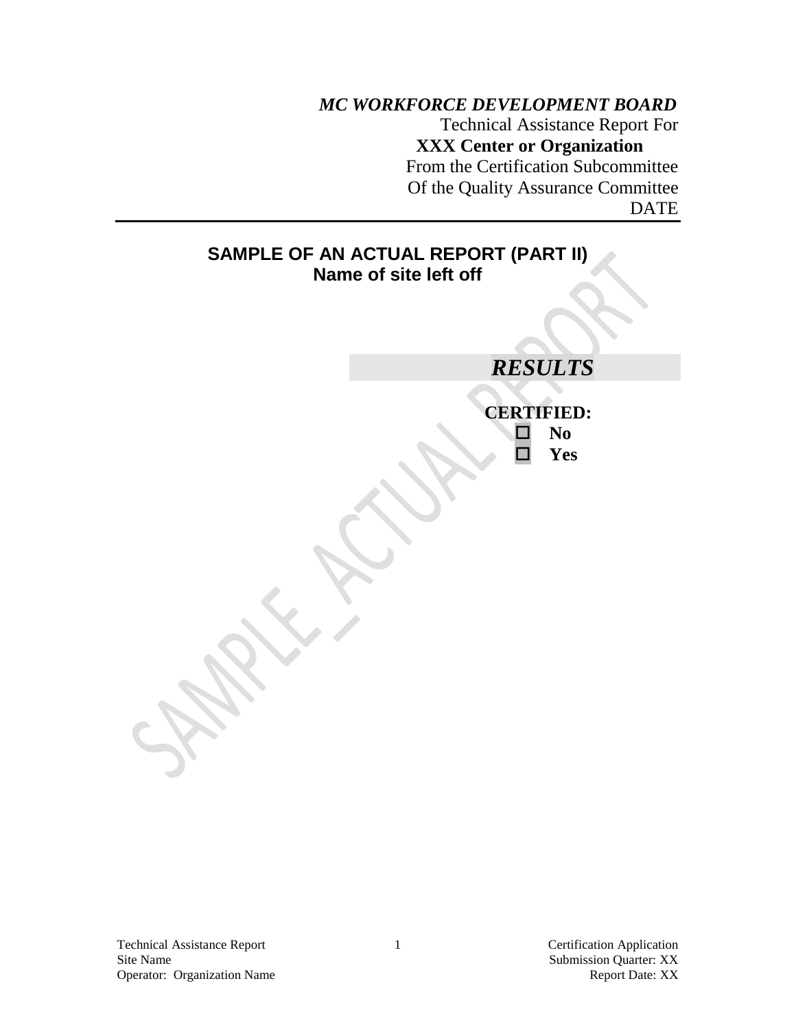*MC WORKFORCE DEVELOPMENT BOARD*

Technical Assistance Report For

**XXX Center or Organization**

From the Certification Subcommittee

Of the Quality Assurance Committee

DATE

---

## SAMPLE OF AN ACTUAL REPORT (PART II)
**Name of site left off**

## *RESULTS*

**CERTIFIED:**

- ☐ **No**
- ☐ **Yes**

Technical Assistance Report
Site Name
Operator: Organization Name

Certification Application
Submission Quarter: XX
Report Date: XX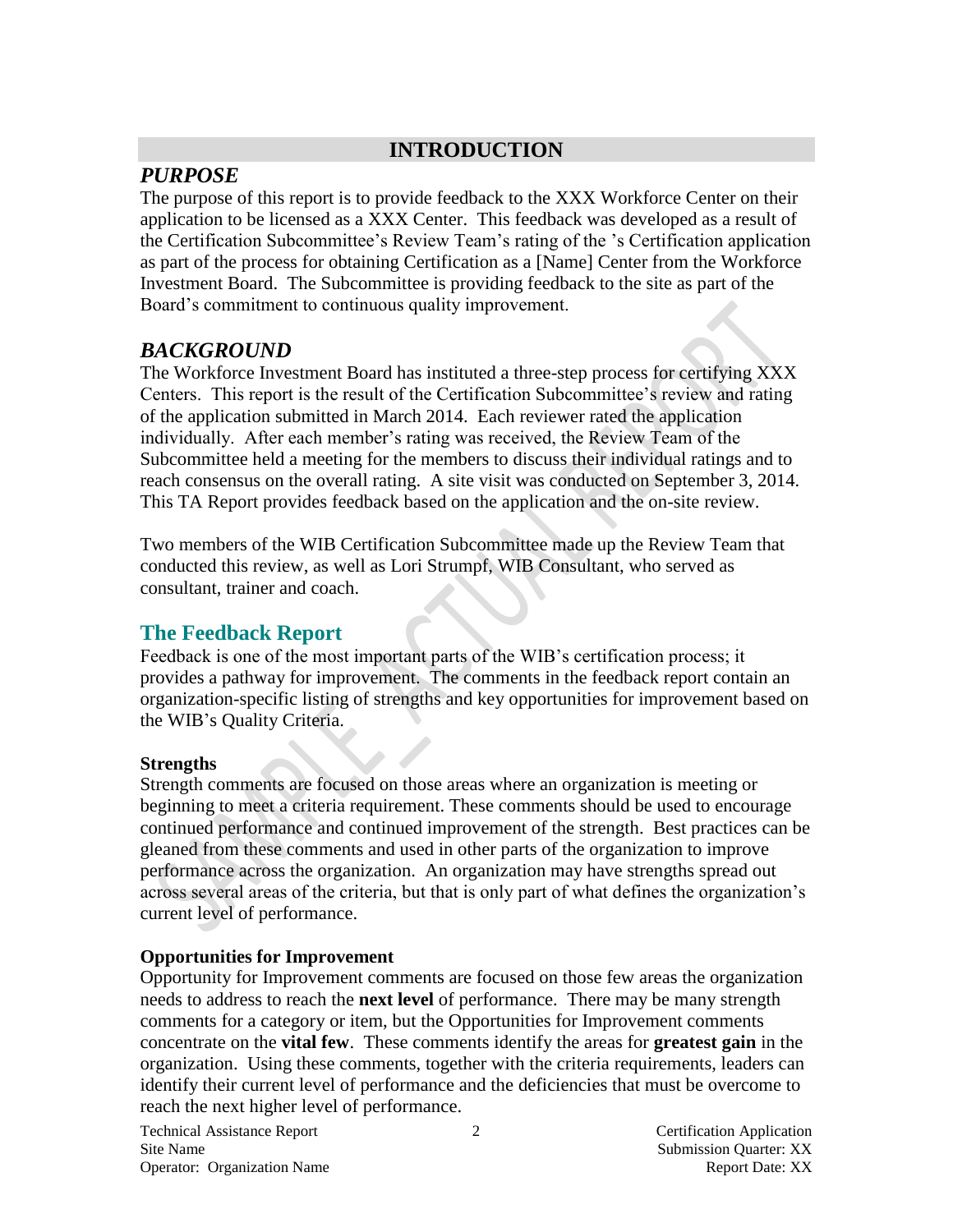# INTRODUCTION

## PURPOSE

The purpose of this report is to provide feedback to the XXX Workforce Center on their application to be licensed as a XXX Center. This feedback was developed as a result of the Certification Subcommittee's Review Team's rating of the 's Certification application as part of the process for obtaining Certification as a [Name] Center from the Workforce Investment Board. The Subcommittee is providing feedback to the site as part of the Board's commitment to continuous quality improvement.

## BACKGROUND

The Workforce Investment Board has instituted a three-step process for certifying XXX Centers. This report is the result of the Certification Subcommittee's review and rating of the application submitted in March 2014. Each reviewer rated the application individually. After each member's rating was received, the Review Team of the Subcommittee held a meeting for the members to discuss their individual ratings and to reach consensus on the overall rating. A site visit was conducted on September 3, 2014. This TA Report provides feedback based on the application and the on-site review.

Two members of the WIB Certification Subcommittee made up the Review Team that conducted this review, as well as Lori Strumpf, WIB Consultant, who served as consultant, trainer and coach.

## The Feedback Report

Feedback is one of the most important parts of the WIB's certification process; it provides a pathway for improvement. The comments in the feedback report contain an organization-specific listing of strengths and key opportunities for improvement based on the WIB's Quality Criteria.

### Strengths

Strength comments are focused on those areas where an organization is meeting or beginning to meet a criteria requirement. These comments should be used to encourage continued performance and continued improvement of the strength. Best practices can be gleaned from these comments and used in other parts of the organization to improve performance across the organization. An organization may have strengths spread out across several areas of the criteria, but that is only part of what defines the organization's current level of performance.

### Opportunities for Improvement

Opportunity for Improvement comments are focused on those few areas the organization needs to address to reach the **next level** of performance. There may be many strength comments for a category or item, but the Opportunities for Improvement comments concentrate on the **vital few**. These comments identify the areas for **greatest gain** in the organization. Using these comments, together with the criteria requirements, leaders can identify their current level of performance and the deficiencies that must be overcome to reach the next higher level of performance.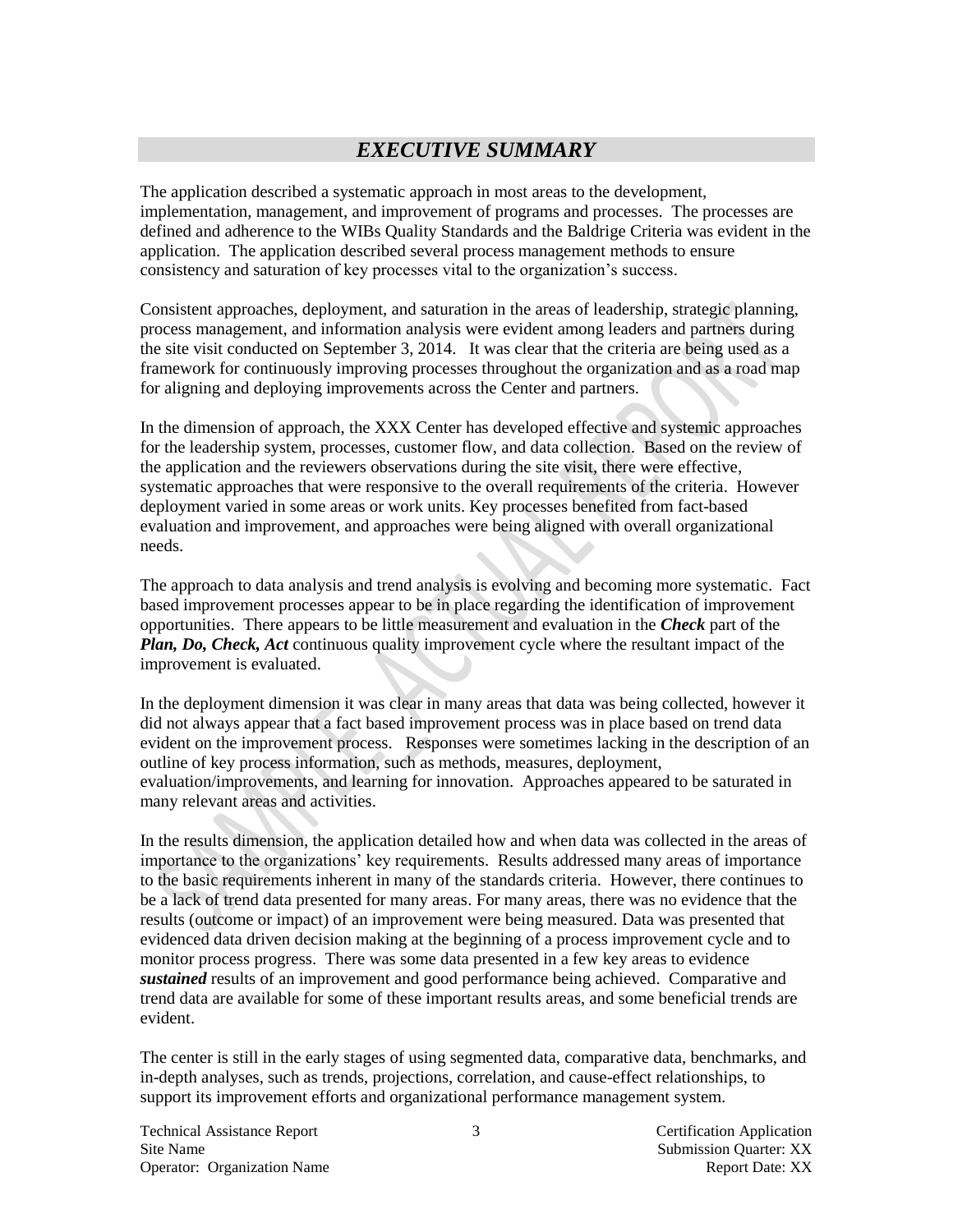## *EXECUTIVE SUMMARY*

The application described a systematic approach in most areas to the development, implementation, management, and improvement of programs and processes. The processes are defined and adherence to the WIBs Quality Standards and the Baldrige Criteria was evident in the application. The application described several process management methods to ensure consistency and saturation of key processes vital to the organization's success.

Consistent approaches, deployment, and saturation in the areas of leadership, strategic planning, process management, and information analysis were evident among leaders and partners during the site visit conducted on September 3, 2014. It was clear that the criteria are being used as a framework for continuously improving processes throughout the organization and as a road map for aligning and deploying improvements across the Center and partners.

In the dimension of approach, the XXX Center has developed effective and systemic approaches for the leadership system, processes, customer flow, and data collection. Based on the review of the application and the reviewers observations during the site visit, there were effective, systematic approaches that were responsive to the overall requirements of the criteria. However deployment varied in some areas or work units. Key processes benefited from fact-based evaluation and improvement, and approaches were being aligned with overall organizational needs.

The approach to data analysis and trend analysis is evolving and becoming more systematic. Fact based improvement processes appear to be in place regarding the identification of improvement opportunities. There appears to be little measurement and evaluation in the ***Check*** part of the ***Plan, Do, Check, Act*** continuous quality improvement cycle where the resultant impact of the improvement is evaluated.

In the deployment dimension it was clear in many areas that data was being collected, however it did not always appear that a fact based improvement process was in place based on trend data evident on the improvement process. Responses were sometimes lacking in the description of an outline of key process information, such as methods, measures, deployment, evaluation/improvements, and learning for innovation. Approaches appeared to be saturated in many relevant areas and activities.

In the results dimension, the application detailed how and when data was collected in the areas of importance to the organizations' key requirements. Results addressed many areas of importance to the basic requirements inherent in many of the standards criteria. However, there continues to be a lack of trend data presented for many areas. For many areas, there was no evidence that the results (outcome or impact) of an improvement were being measured. Data was presented that evidenced data driven decision making at the beginning of a process improvement cycle and to monitor process progress. There was some data presented in a few key areas to evidence ***sustained*** results of an improvement and good performance being achieved. Comparative and trend data are available for some of these important results areas, and some beneficial trends are evident.

The center is still in the early stages of using segmented data, comparative data, benchmarks, and in-depth analyses, such as trends, projections, correlation, and cause-effect relationships, to support its improvement efforts and organizational performance management system.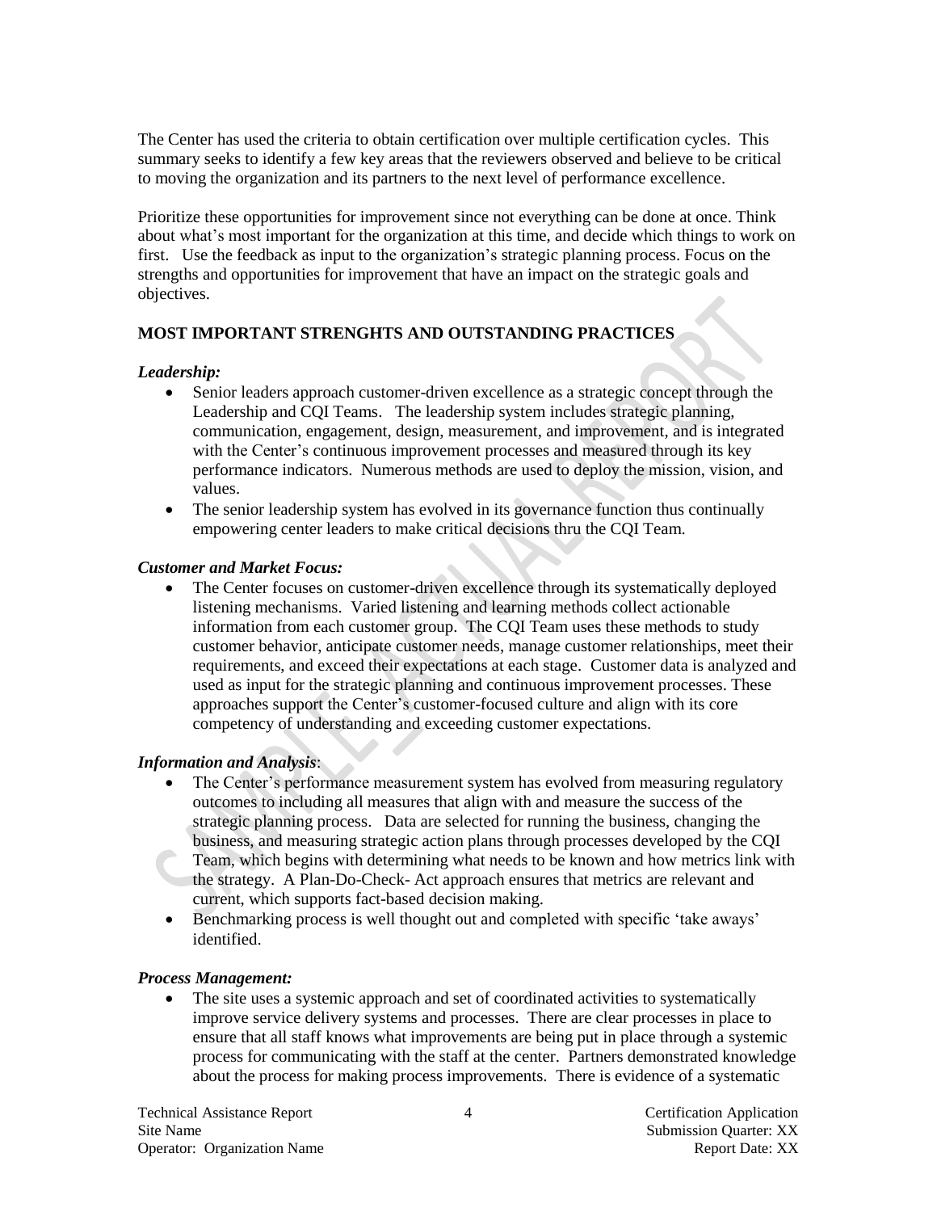The Center has used the criteria to obtain certification over multiple certification cycles. This summary seeks to identify a few key areas that the reviewers observed and believe to be critical to moving the organization and its partners to the next level of performance excellence.

Prioritize these opportunities for improvement since not everything can be done at once. Think about what's most important for the organization at this time, and decide which things to work on first. Use the feedback as input to the organization's strategic planning process. Focus on the strengths and opportunities for improvement that have an impact on the strategic goals and objectives.

**MOST IMPORTANT STRENGHTS AND OUTSTANDING PRACTICES**

***Leadership:***

- Senior leaders approach customer-driven excellence as a strategic concept through the Leadership and CQI Teams. The leadership system includes strategic planning, communication, engagement, design, measurement, and improvement, and is integrated with the Center's continuous improvement processes and measured through its key performance indicators. Numerous methods are used to deploy the mission, vision, and values.
- The senior leadership system has evolved in its governance function thus continually empowering center leaders to make critical decisions thru the CQI Team.

***Customer and Market Focus:***

- The Center focuses on customer-driven excellence through its systematically deployed listening mechanisms. Varied listening and learning methods collect actionable information from each customer group. The CQI Team uses these methods to study customer behavior, anticipate customer needs, manage customer relationships, meet their requirements, and exceed their expectations at each stage. Customer data is analyzed and used as input for the strategic planning and continuous improvement processes. These approaches support the Center's customer-focused culture and align with its core competency of understanding and exceeding customer expectations.

***Information and Analysis*:**

- The Center's performance measurement system has evolved from measuring regulatory outcomes to including all measures that align with and measure the success of the strategic planning process. Data are selected for running the business, changing the business, and measuring strategic action plans through processes developed by the CQI Team, which begins with determining what needs to be known and how metrics link with the strategy. A Plan-Do-Check- Act approach ensures that metrics are relevant and current, which supports fact-based decision making.
- Benchmarking process is well thought out and completed with specific 'take aways' identified.

***Process Management:***

- The site uses a systemic approach and set of coordinated activities to systematically improve service delivery systems and processes. There are clear processes in place to ensure that all staff knows what improvements are being put in place through a systemic process for communicating with the staff at the center. Partners demonstrated knowledge about the process for making process improvements. There is evidence of a systematic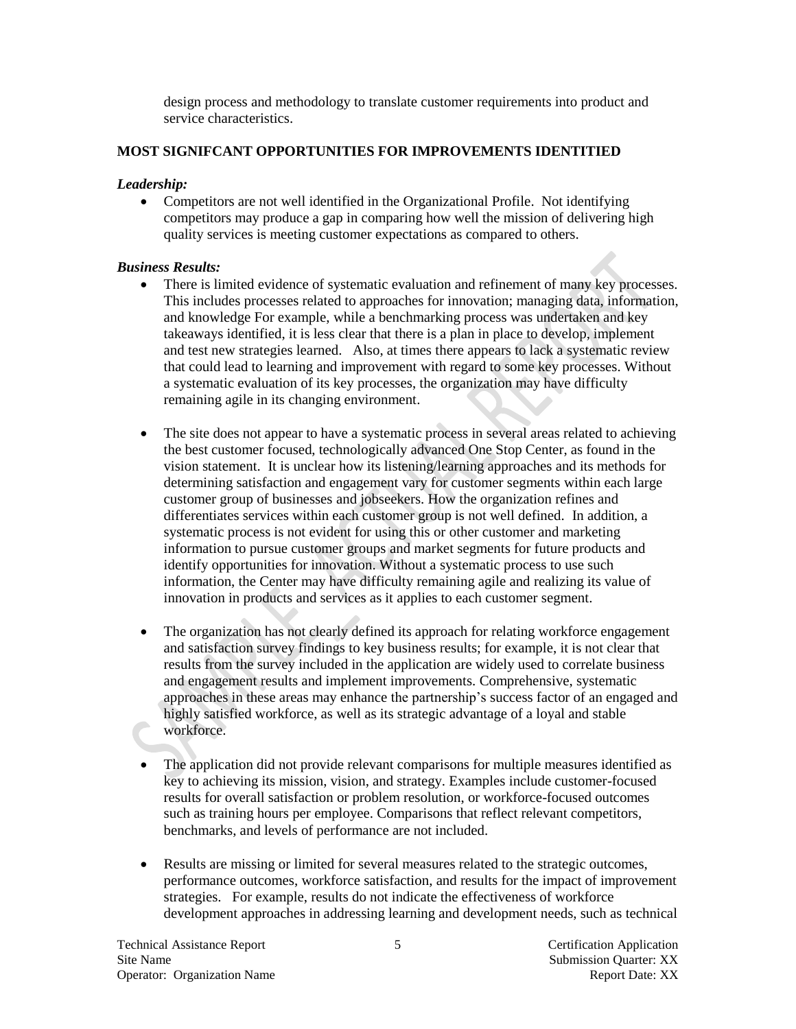design process and methodology to translate customer requirements into product and service characteristics.

**MOST SIGNIFCANT OPPORTUNITIES FOR IMPROVEMENTS IDENTITIED**

***Leadership:***

- Competitors are not well identified in the Organizational Profile. Not identifying competitors may produce a gap in comparing how well the mission of delivering high quality services is meeting customer expectations as compared to others.

***Business Results:***

- There is limited evidence of systematic evaluation and refinement of many key processes. This includes processes related to approaches for innovation; managing data, information, and knowledge For example, while a benchmarking process was undertaken and key takeaways identified, it is less clear that there is a plan in place to develop, implement and test new strategies learned. Also, at times there appears to lack a systematic review that could lead to learning and improvement with regard to some key processes. Without a systematic evaluation of its key processes, the organization may have difficulty remaining agile in its changing environment.

- The site does not appear to have a systematic process in several areas related to achieving the best customer focused, technologically advanced One Stop Center, as found in the vision statement. It is unclear how its listening/learning approaches and its methods for determining satisfaction and engagement vary for customer segments within each large customer group of businesses and jobseekers. How the organization refines and differentiates services within each customer group is not well defined. In addition, a systematic process is not evident for using this or other customer and marketing information to pursue customer groups and market segments for future products and identify opportunities for innovation. Without a systematic process to use such information, the Center may have difficulty remaining agile and realizing its value of innovation in products and services as it applies to each customer segment.

- The organization has not clearly defined its approach for relating workforce engagement and satisfaction survey findings to key business results; for example, it is not clear that results from the survey included in the application are widely used to correlate business and engagement results and implement improvements. Comprehensive, systematic approaches in these areas may enhance the partnership's success factor of an engaged and highly satisfied workforce, as well as its strategic advantage of a loyal and stable workforce.

- The application did not provide relevant comparisons for multiple measures identified as key to achieving its mission, vision, and strategy. Examples include customer-focused results for overall satisfaction or problem resolution, or workforce-focused outcomes such as training hours per employee. Comparisons that reflect relevant competitors, benchmarks, and levels of performance are not included.

- Results are missing or limited for several measures related to the strategic outcomes, performance outcomes, workforce satisfaction, and results for the impact of improvement strategies. For example, results do not indicate the effectiveness of workforce development approaches in addressing learning and development needs, such as technical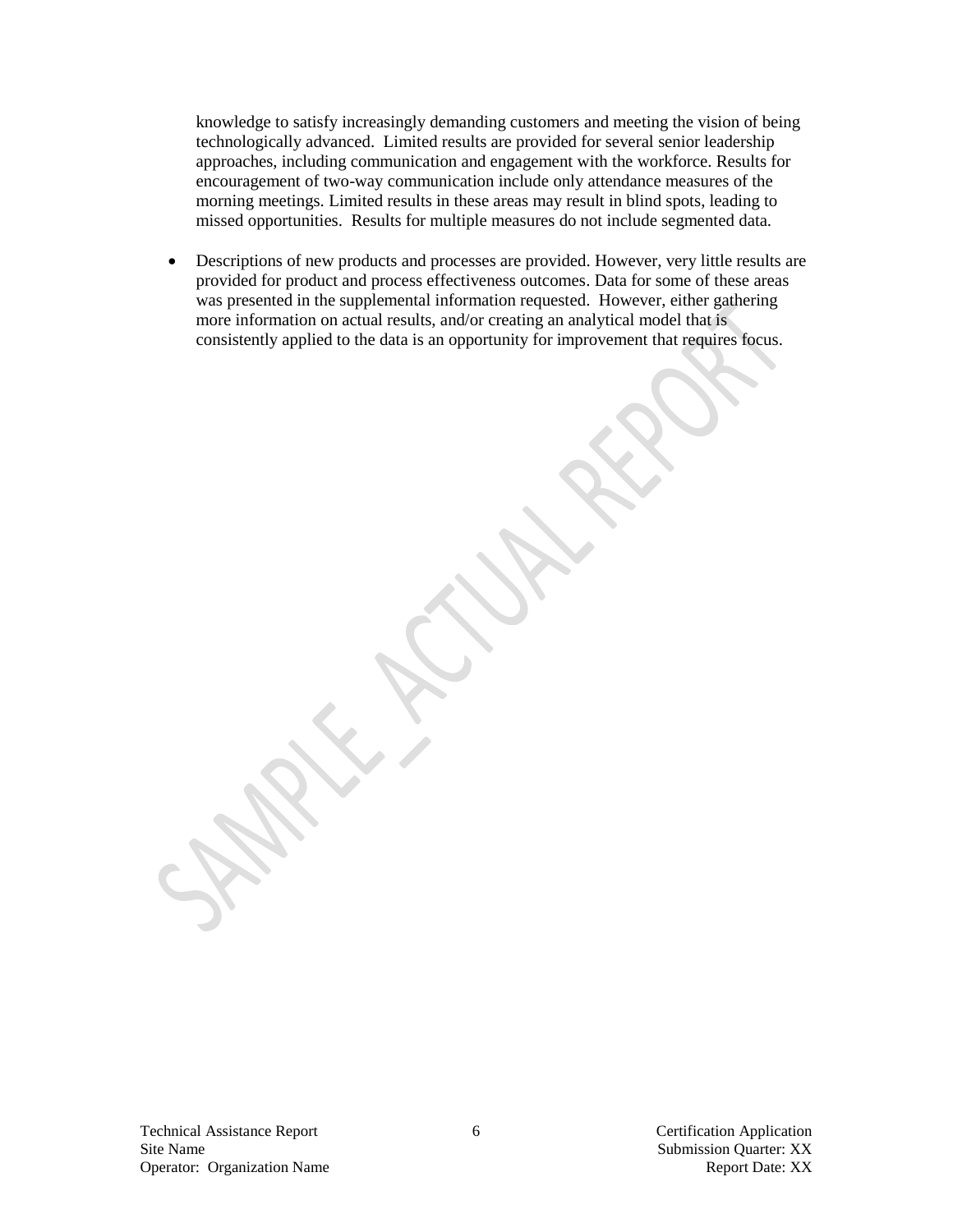knowledge to satisfy increasingly demanding customers and meeting the vision of being technologically advanced. Limited results are provided for several senior leadership approaches, including communication and engagement with the workforce. Results for encouragement of two-way communication include only attendance measures of the morning meetings. Limited results in these areas may result in blind spots, leading to missed opportunities. Results for multiple measures do not include segmented data.

- Descriptions of new products and processes are provided. However, very little results are provided for product and process effectiveness outcomes. Data for some of these areas was presented in the supplemental information requested. However, either gathering more information on actual results, and/or creating an analytical model that is consistently applied to the data is an opportunity for improvement that requires focus.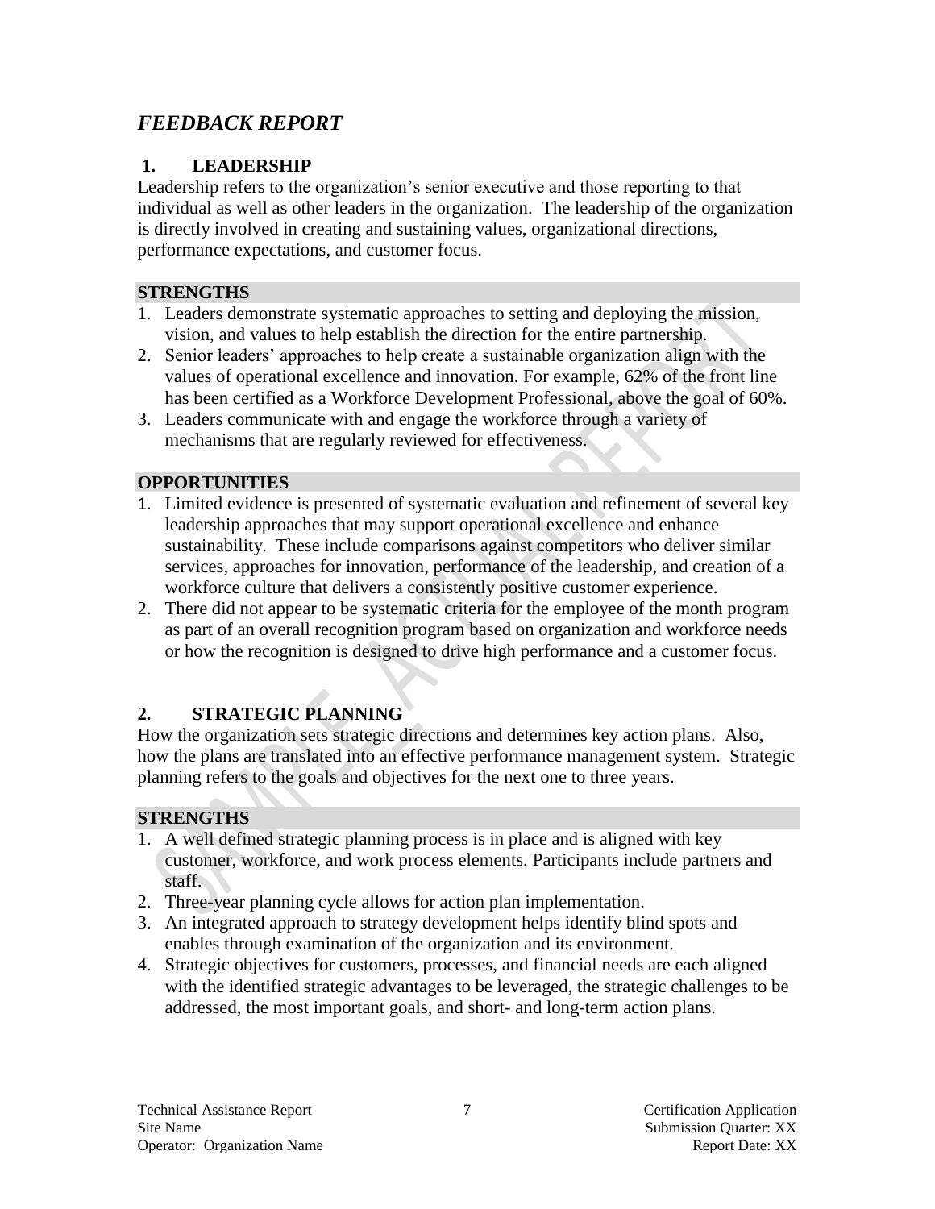## *FEEDBACK REPORT*

### 1. LEADERSHIP

Leadership refers to the organization's senior executive and those reporting to that individual as well as other leaders in the organization. The leadership of the organization is directly involved in creating and sustaining values, organizational directions, performance expectations, and customer focus.

**STRENGTHS**

1. Leaders demonstrate systematic approaches to setting and deploying the mission, vision, and values to help establish the direction for the entire partnership.
2. Senior leaders' approaches to help create a sustainable organization align with the values of operational excellence and innovation. For example, 62% of the front line has been certified as a Workforce Development Professional, above the goal of 60%.
3. Leaders communicate with and engage the workforce through a variety of mechanisms that are regularly reviewed for effectiveness.

**OPPORTUNITIES**

1. Limited evidence is presented of systematic evaluation and refinement of several key leadership approaches that may support operational excellence and enhance sustainability. These include comparisons against competitors who deliver similar services, approaches for innovation, performance of the leadership, and creation of a workforce culture that delivers a consistently positive customer experience.
2. There did not appear to be systematic criteria for the employee of the month program as part of an overall recognition program based on organization and workforce needs or how the recognition is designed to drive high performance and a customer focus.

### 2. STRATEGIC PLANNING

How the organization sets strategic directions and determines key action plans. Also, how the plans are translated into an effective performance management system. Strategic planning refers to the goals and objectives for the next one to three years.

**STRENGTHS**

1. A well defined strategic planning process is in place and is aligned with key customer, workforce, and work process elements. Participants include partners and staff.
2. Three-year planning cycle allows for action plan implementation.
3. An integrated approach to strategy development helps identify blind spots and enables through examination of the organization and its environment.
4. Strategic objectives for customers, processes, and financial needs are each aligned with the identified strategic advantages to be leveraged, the strategic challenges to be addressed, the most important goals, and short- and long-term action plans.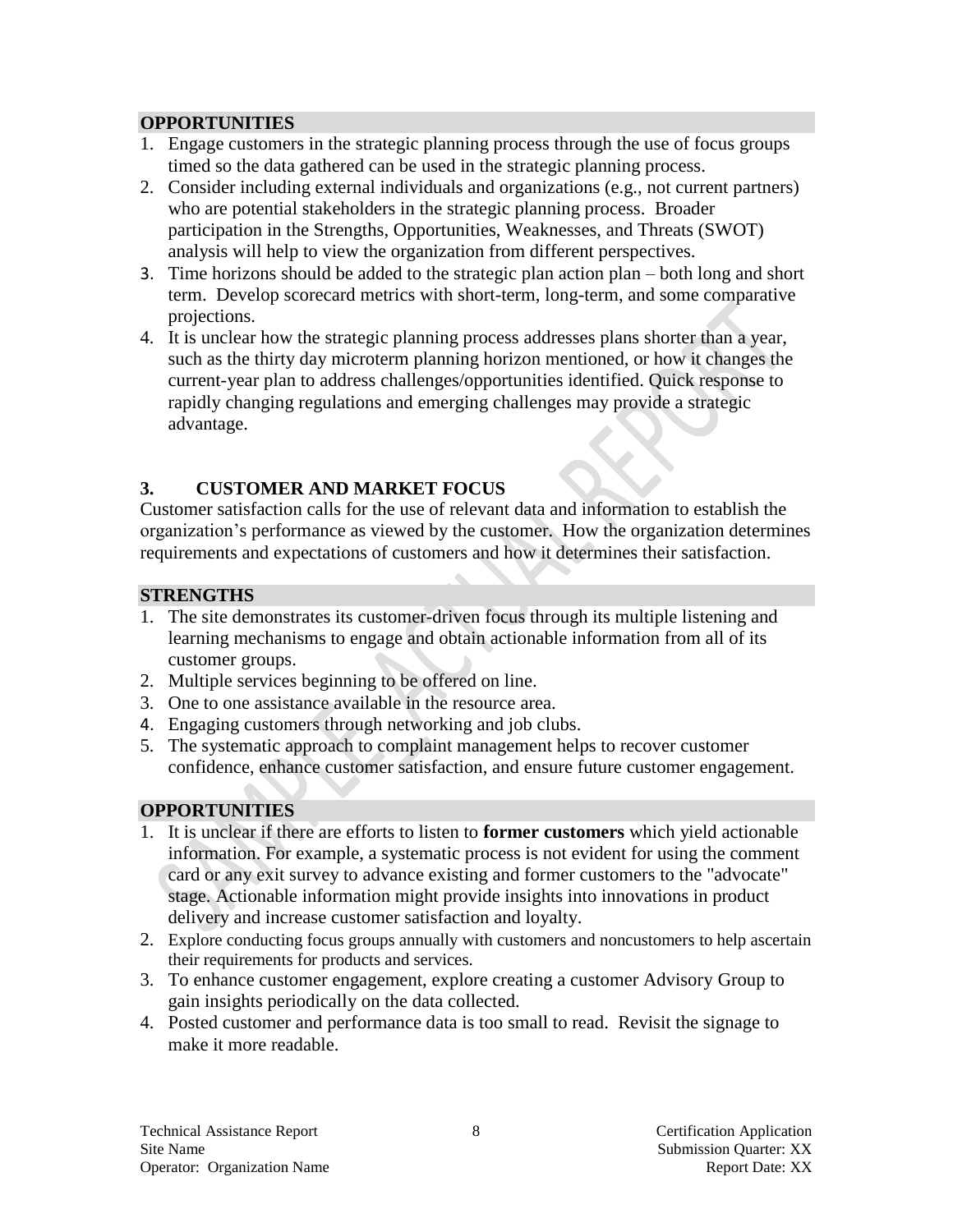## OPPORTUNITIES

1. Engage customers in the strategic planning process through the use of focus groups timed so the data gathered can be used in the strategic planning process.
2. Consider including external individuals and organizations (e.g., not current partners) who are potential stakeholders in the strategic planning process. Broader participation in the Strengths, Opportunities, Weaknesses, and Threats (SWOT) analysis will help to view the organization from different perspectives.
3. Time horizons should be added to the strategic plan action plan – both long and short term. Develop scorecard metrics with short-term, long-term, and some comparative projections.
4. It is unclear how the strategic planning process addresses plans shorter than a year, such as the thirty day microterm planning horizon mentioned, or how it changes the current-year plan to address challenges/opportunities identified. Quick response to rapidly changing regulations and emerging challenges may provide a strategic advantage.

# 3. CUSTOMER AND MARKET FOCUS

Customer satisfaction calls for the use of relevant data and information to establish the organization's performance as viewed by the customer. How the organization determines requirements and expectations of customers and how it determines their satisfaction.

## STRENGTHS

1. The site demonstrates its customer-driven focus through its multiple listening and learning mechanisms to engage and obtain actionable information from all of its customer groups.
2. Multiple services beginning to be offered on line.
3. One to one assistance available in the resource area.
4. Engaging customers through networking and job clubs.
5. The systematic approach to complaint management helps to recover customer confidence, enhance customer satisfaction, and ensure future customer engagement.

## OPPORTUNITIES

1. It is unclear if there are efforts to listen to **former customers** which yield actionable information. For example, a systematic process is not evident for using the comment card or any exit survey to advance existing and former customers to the "advocate" stage. Actionable information might provide insights into innovations in product delivery and increase customer satisfaction and loyalty.
2. Explore conducting focus groups annually with customers and noncustomers to help ascertain their requirements for products and services.
3. To enhance customer engagement, explore creating a customer Advisory Group to gain insights periodically on the data collected.
4. Posted customer and performance data is too small to read. Revisit the signage to make it more readable.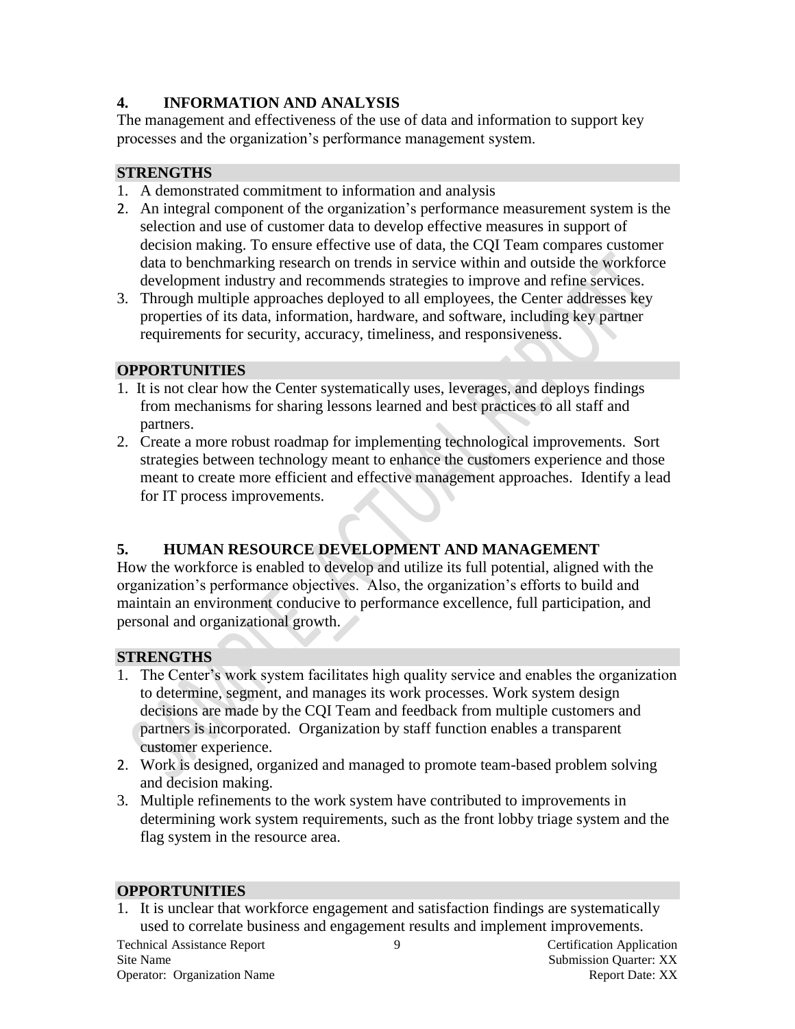## 4. INFORMATION AND ANALYSIS

The management and effectiveness of the use of data and information to support key processes and the organization's performance management system.

### STRENGTHS

1. A demonstrated commitment to information and analysis
2. An integral component of the organization's performance measurement system is the selection and use of customer data to develop effective measures in support of decision making. To ensure effective use of data, the CQI Team compares customer data to benchmarking research on trends in service within and outside the workforce development industry and recommends strategies to improve and refine services.
3. Through multiple approaches deployed to all employees, the Center addresses key properties of its data, information, hardware, and software, including key partner requirements for security, accuracy, timeliness, and responsiveness.

### OPPORTUNITIES

1. It is not clear how the Center systematically uses, leverages, and deploys findings from mechanisms for sharing lessons learned and best practices to all staff and partners.
2. Create a more robust roadmap for implementing technological improvements. Sort strategies between technology meant to enhance the customers experience and those meant to create more efficient and effective management approaches. Identify a lead for IT process improvements.

## 5. HUMAN RESOURCE DEVELOPMENT AND MANAGEMENT

How the workforce is enabled to develop and utilize its full potential, aligned with the organization's performance objectives. Also, the organization's efforts to build and maintain an environment conducive to performance excellence, full participation, and personal and organizational growth.

### STRENGTHS

1. The Center's work system facilitates high quality service and enables the organization to determine, segment, and manages its work processes. Work system design decisions are made by the CQI Team and feedback from multiple customers and partners is incorporated. Organization by staff function enables a transparent customer experience.
2. Work is designed, organized and managed to promote team-based problem solving and decision making.
3. Multiple refinements to the work system have contributed to improvements in determining work system requirements, such as the front lobby triage system and the flag system in the resource area.

### OPPORTUNITIES

1. It is unclear that workforce engagement and satisfaction findings are systematically used to correlate business and engagement results and implement improvements.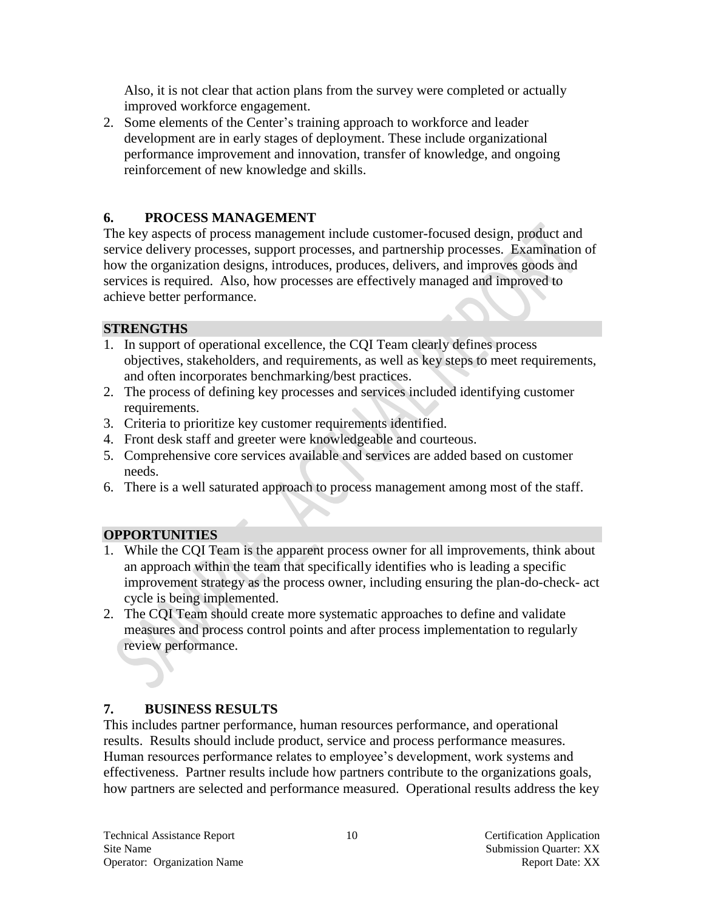Also, it is not clear that action plans from the survey were completed or actually improved workforce engagement.

2. Some elements of the Center's training approach to workforce and leader development are in early stages of deployment. These include organizational performance improvement and innovation, transfer of knowledge, and ongoing reinforcement of new knowledge and skills.

## 6. PROCESS MANAGEMENT

The key aspects of process management include customer-focused design, product and service delivery processes, support processes, and partnership processes. Examination of how the organization designs, introduces, produces, delivers, and improves goods and services is required. Also, how processes are effectively managed and improved to achieve better performance.

### STRENGTHS

1. In support of operational excellence, the CQI Team clearly defines process objectives, stakeholders, and requirements, as well as key steps to meet requirements, and often incorporates benchmarking/best practices.
2. The process of defining key processes and services included identifying customer requirements.
3. Criteria to prioritize key customer requirements identified.
4. Front desk staff and greeter were knowledgeable and courteous.
5. Comprehensive core services available and services are added based on customer needs.
6. There is a well saturated approach to process management among most of the staff.

### OPPORTUNITIES

1. While the CQI Team is the apparent process owner for all improvements, think about an approach within the team that specifically identifies who is leading a specific improvement strategy as the process owner, including ensuring the plan-do-check- act cycle is being implemented.
2. The CQI Team should create more systematic approaches to define and validate measures and process control points and after process implementation to regularly review performance.

## 7. BUSINESS RESULTS

This includes partner performance, human resources performance, and operational results. Results should include product, service and process performance measures. Human resources performance relates to employee's development, work systems and effectiveness. Partner results include how partners contribute to the organizations goals, how partners are selected and performance measured. Operational results address the key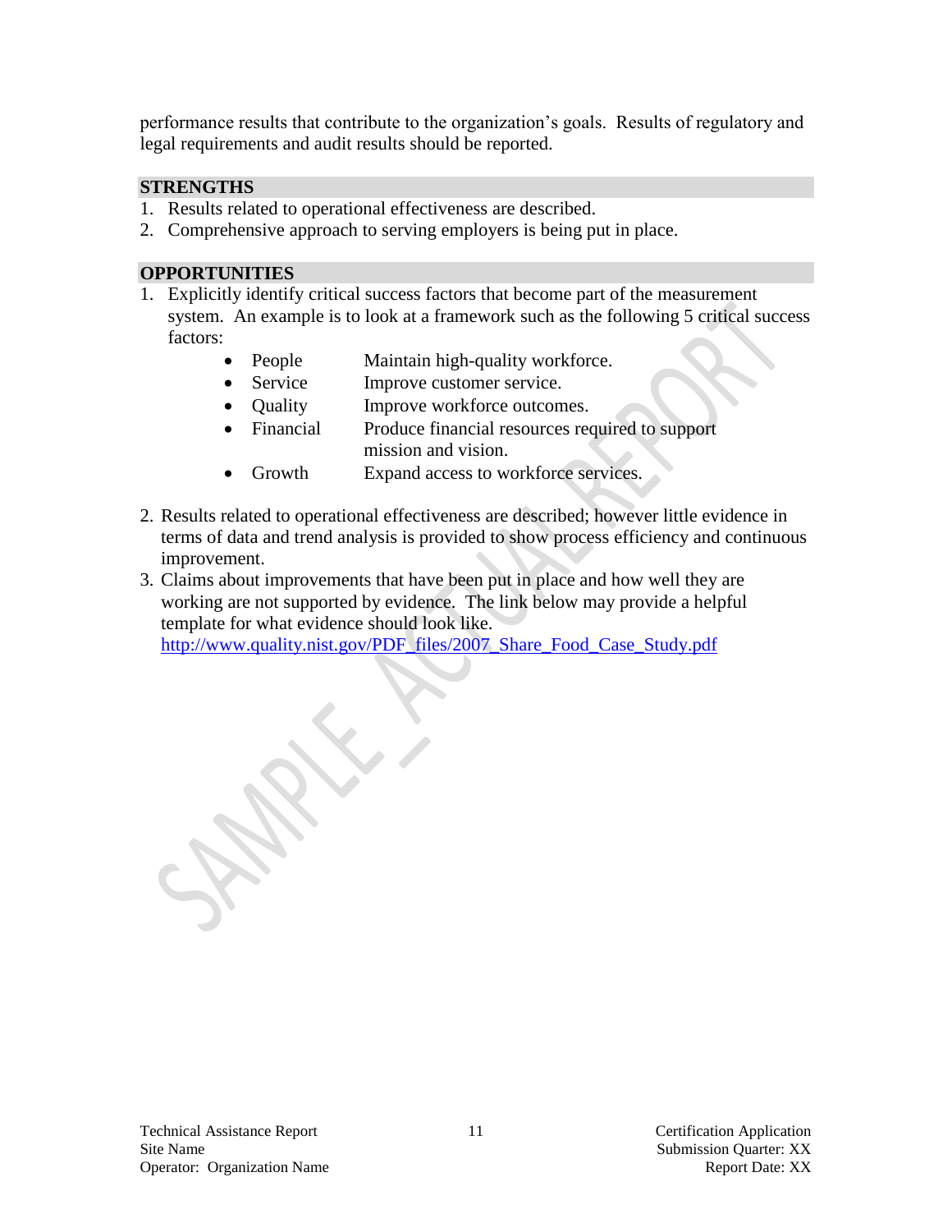performance results that contribute to the organization's goals. Results of regulatory and legal requirements and audit results should be reported.

## STRENGTHS

1. Results related to operational effectiveness are described.
2. Comprehensive approach to serving employers is being put in place.

## OPPORTUNITIES

1. Explicitly identify critical success factors that become part of the measurement system. An example is to look at a framework such as the following 5 critical success factors:
   - People — Maintain high-quality workforce.
   - Service — Improve customer service.
   - Quality — Improve workforce outcomes.
   - Financial — Produce financial resources required to support mission and vision.
   - Growth — Expand access to workforce services.
2. Results related to operational effectiveness are described; however little evidence in terms of data and trend analysis is provided to show process efficiency and continuous improvement.
3. Claims about improvements that have been put in place and how well they are working are not supported by evidence. The link below may provide a helpful template for what evidence should look like.
   http://www.quality.nist.gov/PDF_files/2007_Share_Food_Case_Study.pdf